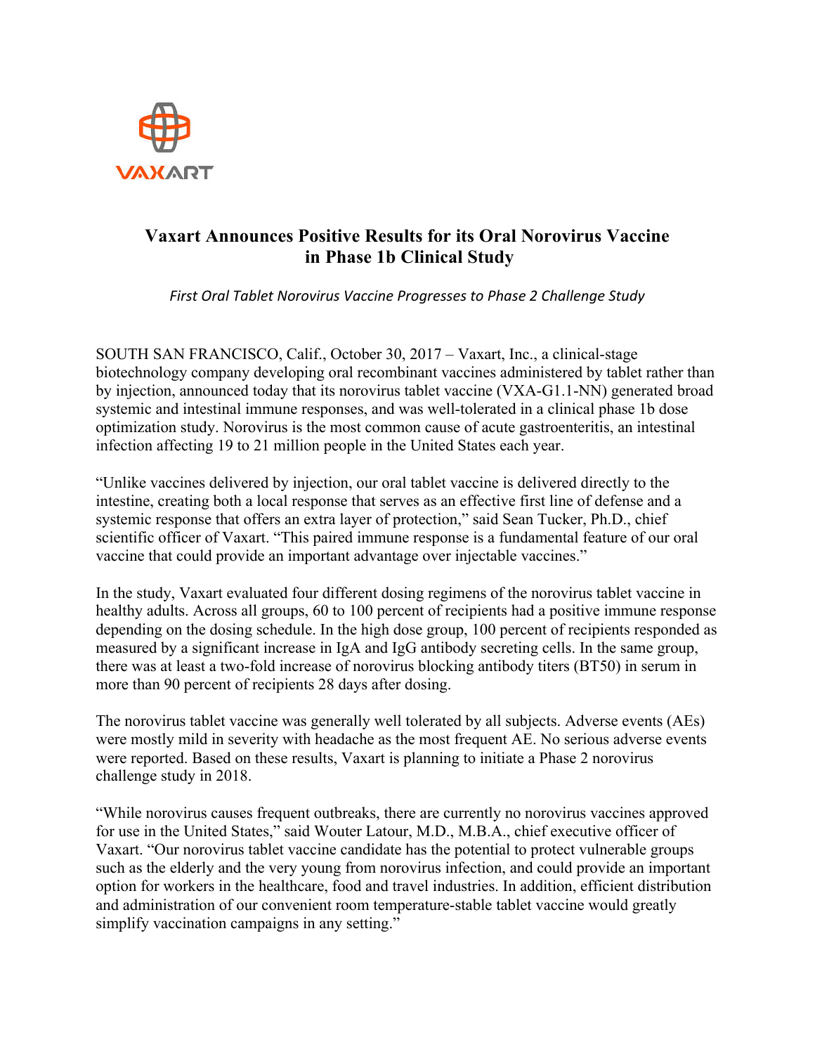# Vaxart Announces Positive Results for its Oral Norovirus Vaccine in Phase 1b Clinical Study

*First Oral Tablet Norovirus Vaccine Progresses to Phase 2 Challenge Study*

SOUTH SAN FRANCISCO, Calif., October 30, 2017 – Vaxart, Inc., a clinical-stage biotechnology company developing oral recombinant vaccines administered by tablet rather than by injection, announced today that its norovirus tablet vaccine (VXA-G1.1-NN) generated broad systemic and intestinal immune responses, and was well-tolerated in a clinical phase 1b dose optimization study. Norovirus is the most common cause of acute gastroenteritis, an intestinal infection affecting 19 to 21 million people in the United States each year.

"Unlike vaccines delivered by injection, our oral tablet vaccine is delivered directly to the intestine, creating both a local response that serves as an effective first line of defense and a systemic response that offers an extra layer of protection," said Sean Tucker, Ph.D., chief scientific officer of Vaxart. "This paired immune response is a fundamental feature of our oral vaccine that could provide an important advantage over injectable vaccines."

In the study, Vaxart evaluated four different dosing regimens of the norovirus tablet vaccine in healthy adults. Across all groups, 60 to 100 percent of recipients had a positive immune response depending on the dosing schedule. In the high dose group, 100 percent of recipients responded as measured by a significant increase in IgA and IgG antibody secreting cells. In the same group, there was at least a two-fold increase of norovirus blocking antibody titers (BT50) in serum in more than 90 percent of recipients 28 days after dosing.

The norovirus tablet vaccine was generally well tolerated by all subjects. Adverse events (AEs) were mostly mild in severity with headache as the most frequent AE. No serious adverse events were reported. Based on these results, Vaxart is planning to initiate a Phase 2 norovirus challenge study in 2018.

"While norovirus causes frequent outbreaks, there are currently no norovirus vaccines approved for use in the United States," said Wouter Latour, M.D., M.B.A., chief executive officer of Vaxart. "Our norovirus tablet vaccine candidate has the potential to protect vulnerable groups such as the elderly and the very young from norovirus infection, and could provide an important option for workers in the healthcare, food and travel industries. In addition, efficient distribution and administration of our convenient room temperature-stable tablet vaccine would greatly simplify vaccination campaigns in any setting."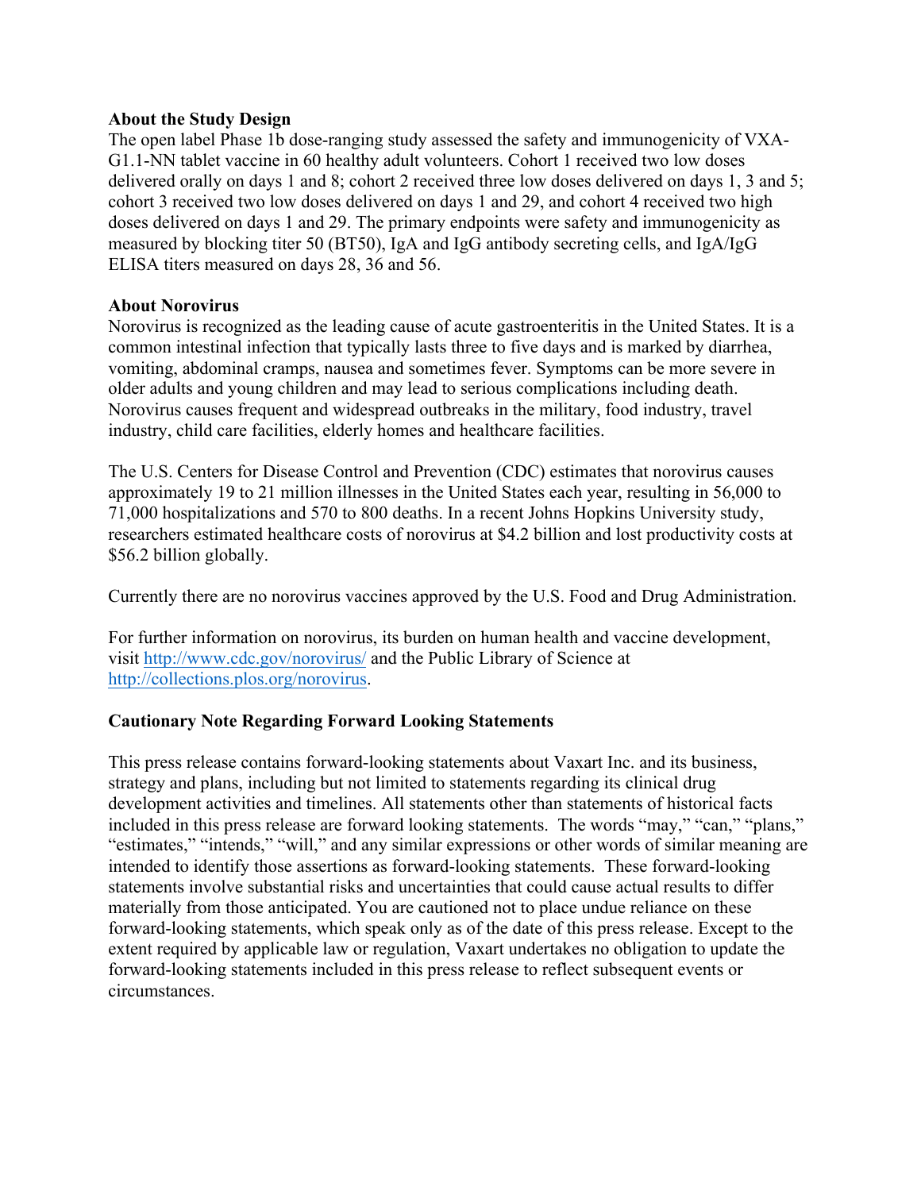**About the Study Design**

The open label Phase 1b dose-ranging study assessed the safety and immunogenicity of VXA-G1.1-NN tablet vaccine in 60 healthy adult volunteers. Cohort 1 received two low doses delivered orally on days 1 and 8; cohort 2 received three low doses delivered on days 1, 3 and 5; cohort 3 received two low doses delivered on days 1 and 29, and cohort 4 received two high doses delivered on days 1 and 29. The primary endpoints were safety and immunogenicity as measured by blocking titer 50 (BT50), IgA and IgG antibody secreting cells, and IgA/IgG ELISA titers measured on days 28, 36 and 56.

**About Norovirus**

Norovirus is recognized as the leading cause of acute gastroenteritis in the United States. It is a common intestinal infection that typically lasts three to five days and is marked by diarrhea, vomiting, abdominal cramps, nausea and sometimes fever. Symptoms can be more severe in older adults and young children and may lead to serious complications including death. Norovirus causes frequent and widespread outbreaks in the military, food industry, travel industry, child care facilities, elderly homes and healthcare facilities.

The U.S. Centers for Disease Control and Prevention (CDC) estimates that norovirus causes approximately 19 to 21 million illnesses in the United States each year, resulting in 56,000 to 71,000 hospitalizations and 570 to 800 deaths. In a recent Johns Hopkins University study, researchers estimated healthcare costs of norovirus at $4.2 billion and lost productivity costs at $56.2 billion globally.

Currently there are no norovirus vaccines approved by the U.S. Food and Drug Administration.

For further information on norovirus, its burden on human health and vaccine development, visit http://www.cdc.gov/norovirus/ and the Public Library of Science at http://collections.plos.org/norovirus.

**Cautionary Note Regarding Forward Looking Statements**

This press release contains forward-looking statements about Vaxart Inc. and its business, strategy and plans, including but not limited to statements regarding its clinical drug development activities and timelines. All statements other than statements of historical facts included in this press release are forward looking statements. The words "may," "can," "plans," "estimates," "intends," "will," and any similar expressions or other words of similar meaning are intended to identify those assertions as forward-looking statements. These forward-looking statements involve substantial risks and uncertainties that could cause actual results to differ materially from those anticipated. You are cautioned not to place undue reliance on these forward-looking statements, which speak only as of the date of this press release. Except to the extent required by applicable law or regulation, Vaxart undertakes no obligation to update the forward-looking statements included in this press release to reflect subsequent events or circumstances.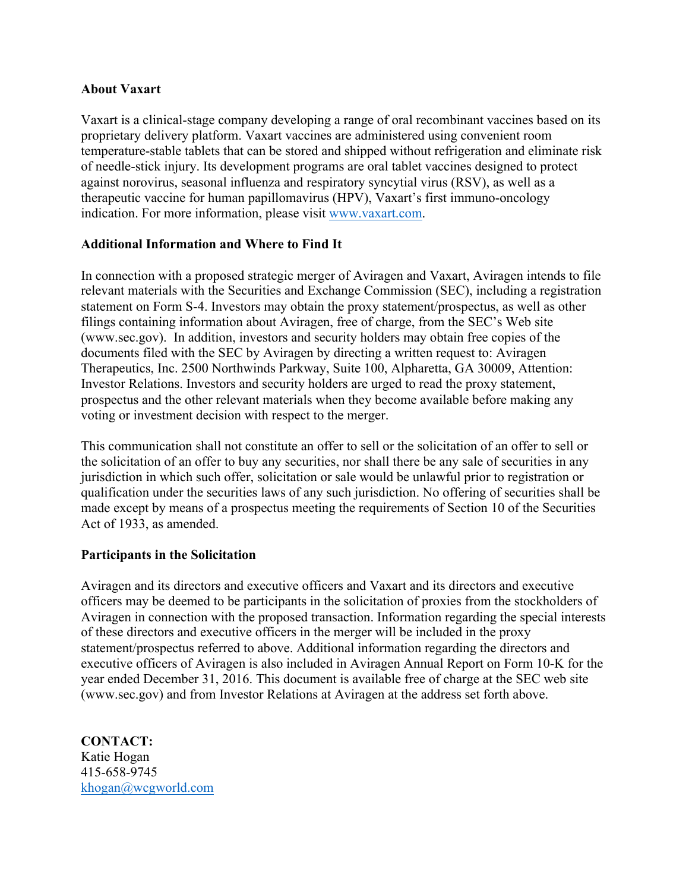**About Vaxart**

Vaxart is a clinical-stage company developing a range of oral recombinant vaccines based on its proprietary delivery platform. Vaxart vaccines are administered using convenient room temperature-stable tablets that can be stored and shipped without refrigeration and eliminate risk of needle-stick injury. Its development programs are oral tablet vaccines designed to protect against norovirus, seasonal influenza and respiratory syncytial virus (RSV), as well as a therapeutic vaccine for human papillomavirus (HPV), Vaxart's first immuno-oncology indication. For more information, please visit [www.vaxart.com](http://www.vaxart.com).

**Additional Information and Where to Find It**

In connection with a proposed strategic merger of Aviragen and Vaxart, Aviragen intends to file relevant materials with the Securities and Exchange Commission (SEC), including a registration statement on Form S-4. Investors may obtain the proxy statement/prospectus, as well as other filings containing information about Aviragen, free of charge, from the SEC's Web site (www.sec.gov). In addition, investors and security holders may obtain free copies of the documents filed with the SEC by Aviragen by directing a written request to: Aviragen Therapeutics, Inc. 2500 Northwinds Parkway, Suite 100, Alpharetta, GA 30009, Attention: Investor Relations. Investors and security holders are urged to read the proxy statement, prospectus and the other relevant materials when they become available before making any voting or investment decision with respect to the merger.

This communication shall not constitute an offer to sell or the solicitation of an offer to sell or the solicitation of an offer to buy any securities, nor shall there be any sale of securities in any jurisdiction in which such offer, solicitation or sale would be unlawful prior to registration or qualification under the securities laws of any such jurisdiction. No offering of securities shall be made except by means of a prospectus meeting the requirements of Section 10 of the Securities Act of 1933, as amended.

**Participants in the Solicitation**

Aviragen and its directors and executive officers and Vaxart and its directors and executive officers may be deemed to be participants in the solicitation of proxies from the stockholders of Aviragen in connection with the proposed transaction. Information regarding the special interests of these directors and executive officers in the merger will be included in the proxy statement/prospectus referred to above. Additional information regarding the directors and executive officers of Aviragen is also included in Aviragen Annual Report on Form 10-K for the year ended December 31, 2016. This document is available free of charge at the SEC web site (www.sec.gov) and from Investor Relations at Aviragen at the address set forth above.

**CONTACT:**
Katie Hogan
415-658-9745
[khogan@wcgworld.com](mailto:khogan@wcgworld.com)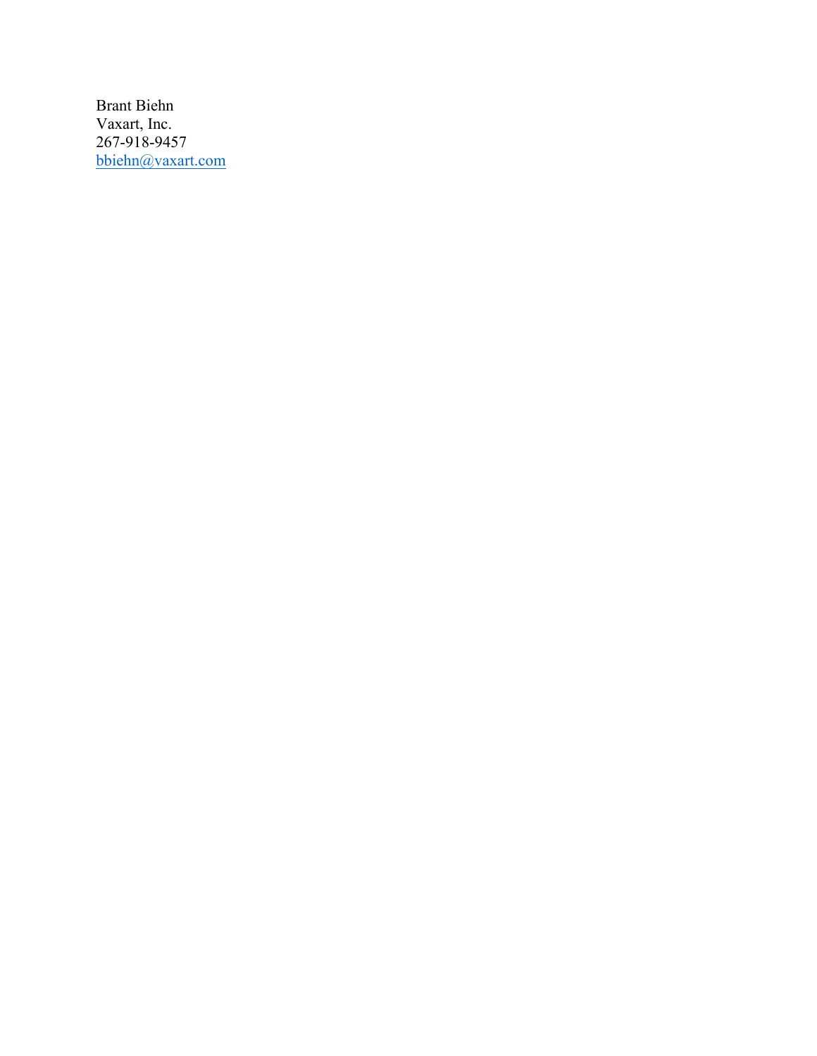Brant Biehn
Vaxart, Inc.
267-918-9457
bbiehn@vaxart.com